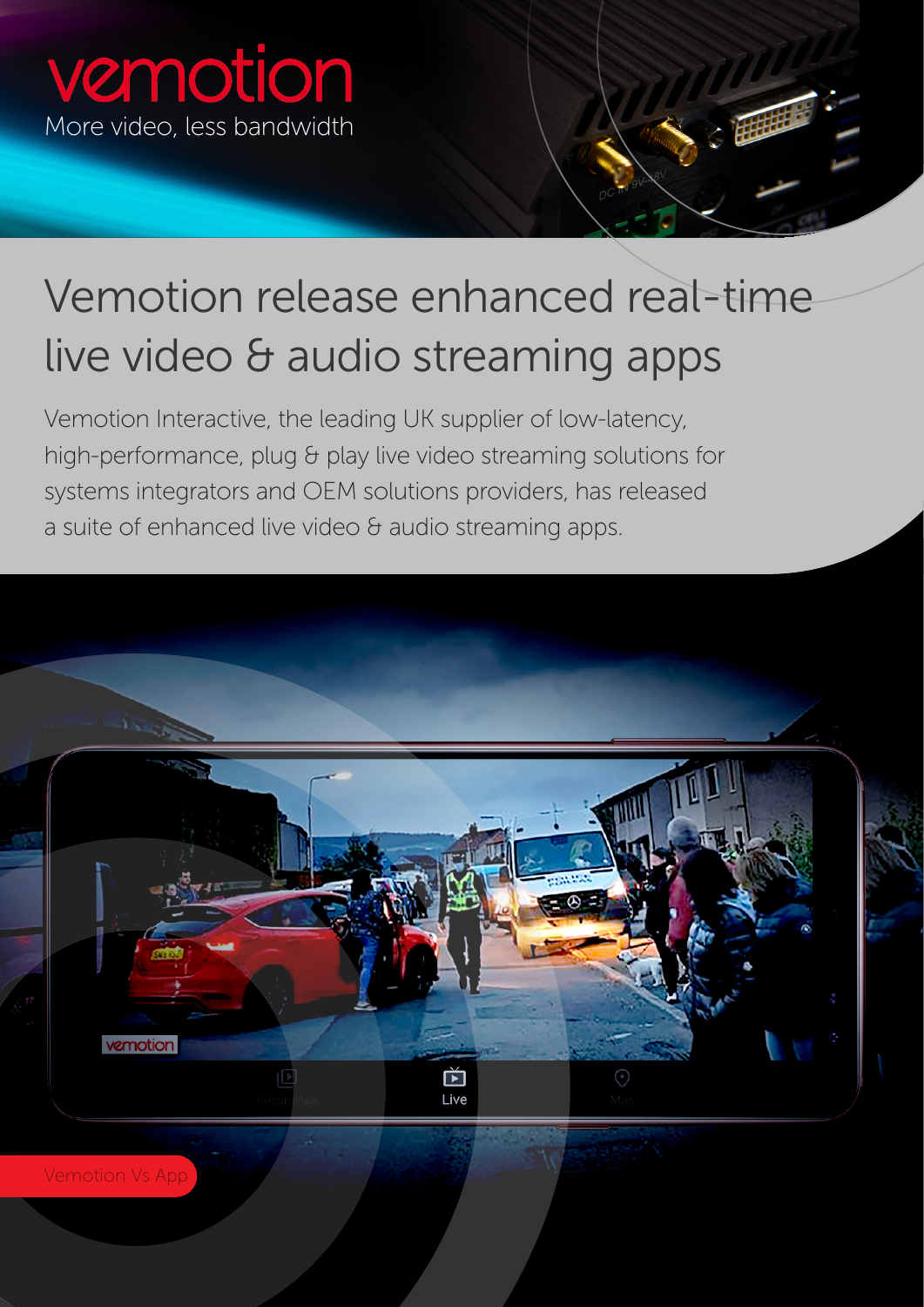vemotion

More video, less bandwidth

# Vemotion release enhanced real-time live video & audio streaming apps

Vemotion Interactive, the leading UK supplier of low-latency, high-performance, plug & play live video streaming solutions for systems integrators and OEM solutions providers, has released a suite of enhanced live video & audio streaming apps.

Vemotion Vs App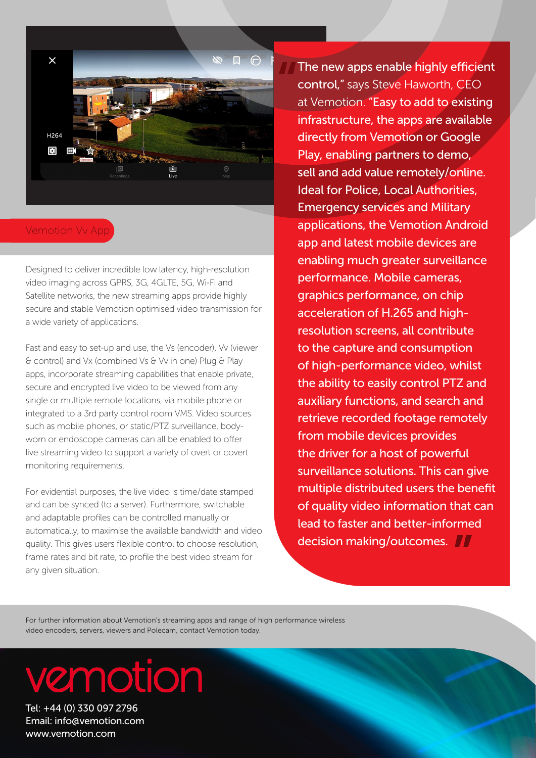## Vemotion Vv App

Designed to deliver incredible low latency, high-resolution video imaging across GPRS, 3G, 4GLTE, 5G, Wi-Fi and Satellite networks, the new streaming apps provide highly secure and stable Vemotion optimised video transmission for a wide variety of applications.

Fast and easy to set-up and use, the Vs (encoder), Vv (viewer & control) and Vx (combined Vs & Vv in one) Plug & Play apps, incorporate streaming capabilities that enable private, secure and encrypted live video to be viewed from any single or multiple remote locations, via mobile phone or integrated to a 3rd party control room VMS. Video sources such as mobile phones, or static/PTZ surveillance, body-worn or endoscope cameras can all be enabled to offer live streaming video to support a variety of overt or covert monitoring requirements.

For evidential purposes, the live video is time/date stamped and can be synced (to a server). Furthermore, switchable and adaptable profiles can be controlled manually or automatically, to maximise the available bandwidth and video quality. This gives users flexible control to choose resolution, frame rates and bit rate, to profile the best video stream for any given situation.

> "The new apps enable highly efficient control," says Steve Haworth, CEO at Vemotion. "Easy to add to existing infrastructure, the apps are available directly from Vemotion or Google Play, enabling partners to demo, sell and add value remotely/online. Ideal for Police, Local Authorities, Emergency services and Military applications, the Vemotion Android app and latest mobile devices are enabling much greater surveillance performance. Mobile cameras, graphics performance, on chip acceleration of H.265 and high-resolution screens, all contribute to the capture and consumption of high-performance video, whilst the ability to easily control PTZ and auxiliary functions, and search and retrieve recorded footage remotely from mobile devices provides the driver for a host of powerful surveillance solutions. This can give multiple distributed users the benefit of quality video information that can lead to faster and better-informed decision making/outcomes."

For further information about Vemotion's streaming apps and range of high performance wireless video encoders, servers, viewers and Polecam, contact Vemotion today.

**vemotion**

Tel: +44 (0) 330 097 2796
Email: info@vemotion.com
www.vemotion.com